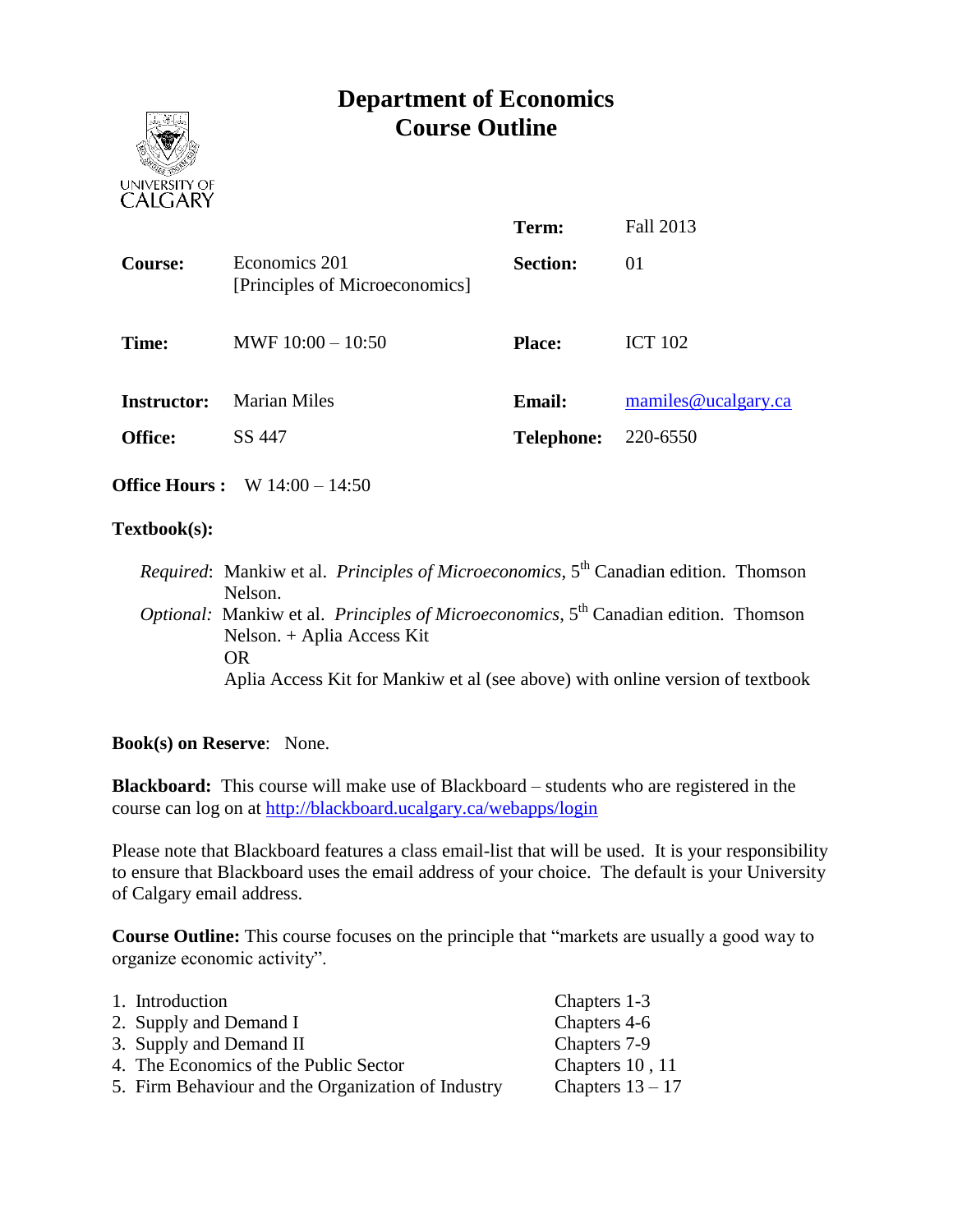# Department of Economics
# Course Outline

| | | | |
|---|---|---|---|
| | | **Term:** | Fall 2013 |
| **Course:** | Economics 201 [Principles of Microeconomics] | **Section:** | 01 |
| **Time:** | MWF 10:00 – 10:50 | **Place:** | ICT 102 |
| **Instructor:** | Marian Miles | **Email:** | mamiles@ucalgary.ca |
| **Office:** | SS 447 | **Telephone:** | 220-6550 |

**Office Hours :** W 14:00 – 14:50

**Textbook(s):**

*Required*: Mankiw et al. *Principles of Microeconomics*, 5th Canadian edition. Thomson Nelson.
*Optional:* Mankiw et al. *Principles of Microeconomics*, 5th Canadian edition. Thomson Nelson. + Aplia Access Kit
OR
Aplia Access Kit for Mankiw et al (see above) with online version of textbook

**Book(s) on Reserve**: None.

**Blackboard:** This course will make use of Blackboard – students who are registered in the course can log on at http://blackboard.ucalgary.ca/webapps/login

Please note that Blackboard features a class email-list that will be used. It is your responsibility to ensure that Blackboard uses the email address of your choice. The default is your University of Calgary email address.

**Course Outline:** This course focuses on the principle that "markets are usually a good way to organize economic activity".

| | |
|---|---|
| 1. Introduction | Chapters 1-3 |
| 2. Supply and Demand I | Chapters 4-6 |
| 3. Supply and Demand II | Chapters 7-9 |
| 4. The Economics of the Public Sector | Chapters 10 , 11 |
| 5. Firm Behaviour and the Organization of Industry | Chapters 13 – 17 |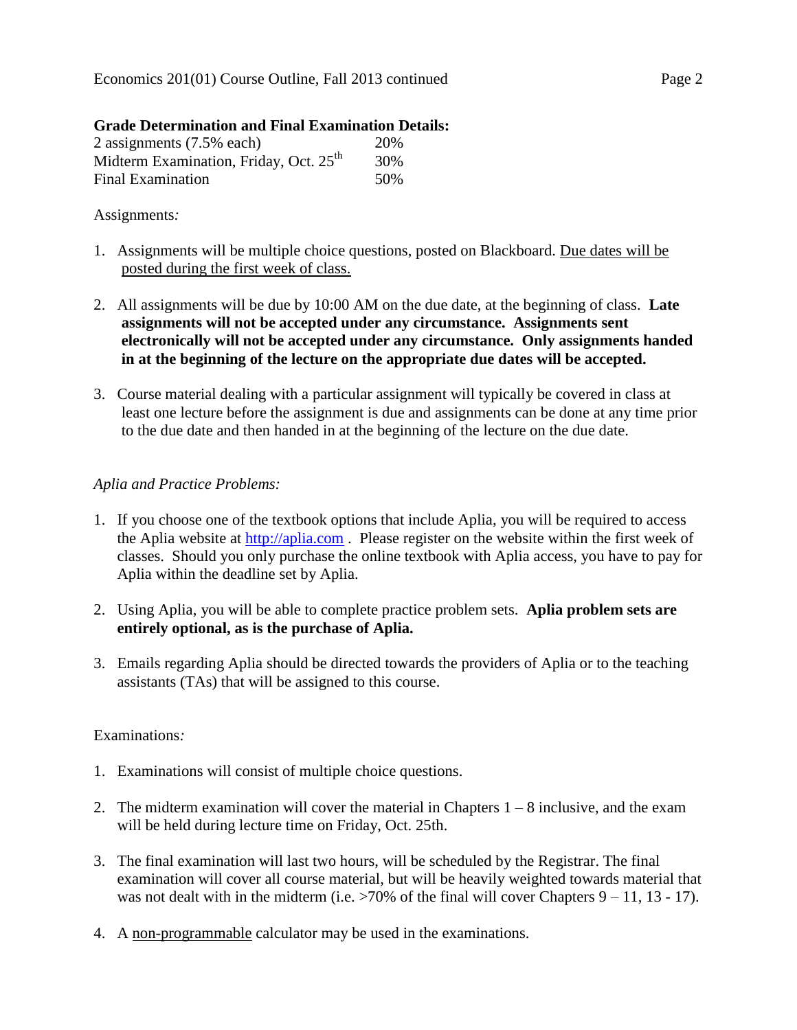**Grade Determination and Final Examination Details:**

| | |
|---|---|
| 2 assignments (7.5% each) | 20% |
| Midterm Examination, Friday, Oct. 25th | 30% |
| Final Examination | 50% |

Assignments*:*

1. Assignments will be multiple choice questions, posted on Blackboard. <u>Due dates will be posted during the first week of class.</u>

2. All assignments will be due by 10:00 AM on the due date, at the beginning of class. **Late assignments will not be accepted under any circumstance. Assignments sent electronically will not be accepted under any circumstance. Only assignments handed in at the beginning of the lecture on the appropriate due dates will be accepted.**

3. Course material dealing with a particular assignment will typically be covered in class at least one lecture before the assignment is due and assignments can be done at any time prior to the due date and then handed in at the beginning of the lecture on the due date.

*Aplia and Practice Problems:*

1. If you choose one of the textbook options that include Aplia, you will be required to access the Aplia website at [http://aplia.com](http://aplia.com) . Please register on the website within the first week of classes. Should you only purchase the online textbook with Aplia access, you have to pay for Aplia within the deadline set by Aplia.

2. Using Aplia, you will be able to complete practice problem sets. **Aplia problem sets are entirely optional, as is the purchase of Aplia.**

3. Emails regarding Aplia should be directed towards the providers of Aplia or to the teaching assistants (TAs) that will be assigned to this course.

Examinations*:*

1. Examinations will consist of multiple choice questions.

2. The midterm examination will cover the material in Chapters 1 – 8 inclusive, and the exam will be held during lecture time on Friday, Oct. 25th.

3. The final examination will last two hours, will be scheduled by the Registrar. The final examination will cover all course material, but will be heavily weighted towards material that was not dealt with in the midterm (i.e. >70% of the final will cover Chapters 9 – 11, 13 - 17).

4. A <u>non-programmable</u> calculator may be used in the examinations.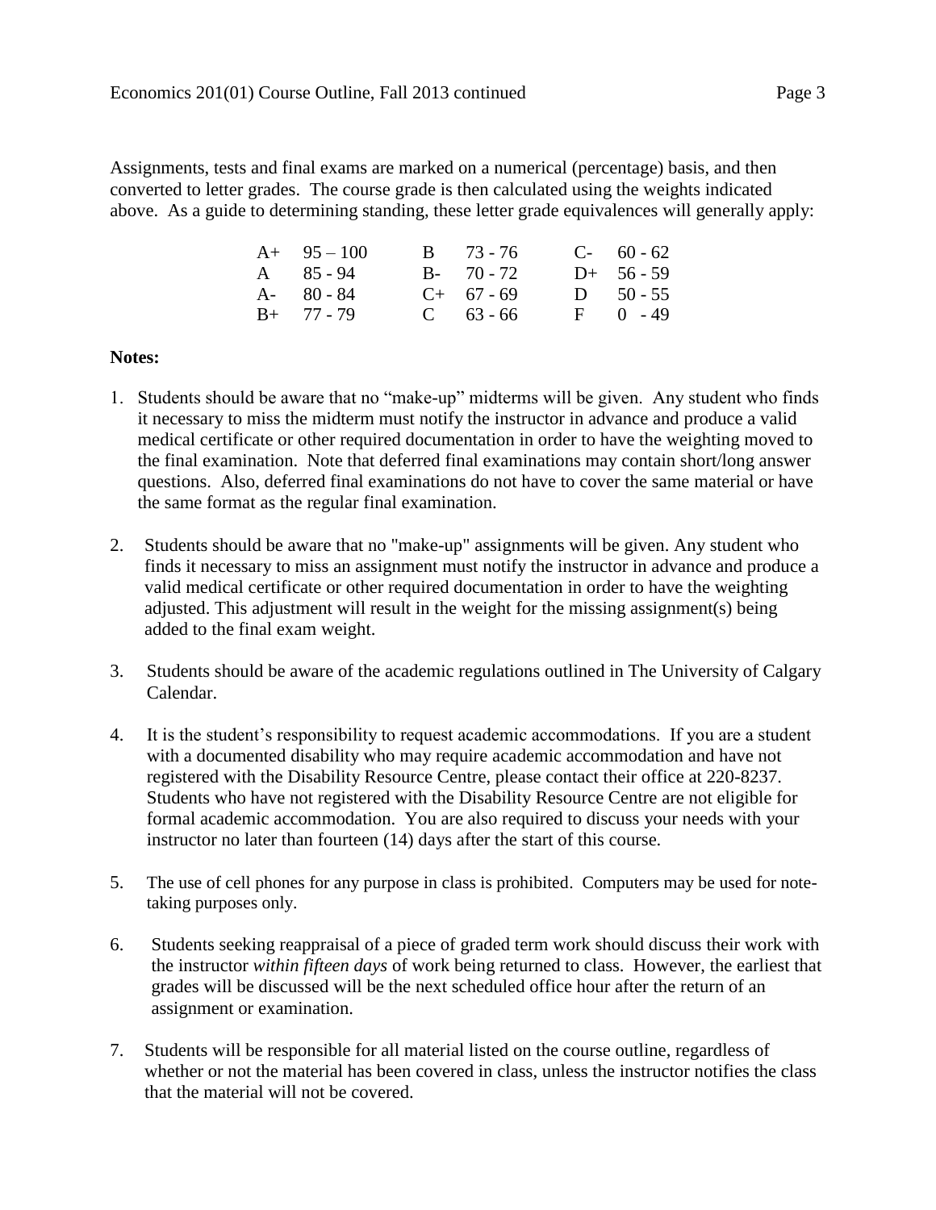Assignments, tests and final exams are marked on a numerical (percentage) basis, and then converted to letter grades. The course grade is then calculated using the weights indicated above. As a guide to determining standing, these letter grade equivalences will generally apply:

| | | | | | |
|---|---|---|---|---|---|
| A+ | 95 – 100 | B | 73 - 76 | C- | 60 - 62 |
| A | 85 - 94 | B- | 70 - 72 | D+ | 56 - 59 |
| A- | 80 - 84 | C+ | 67 - 69 | D | 50 - 55 |
| B+ | 77 - 79 | C | 63 - 66 | F | 0 - 49 |

**Notes:**

1. Students should be aware that no "make-up" midterms will be given. Any student who finds it necessary to miss the midterm must notify the instructor in advance and produce a valid medical certificate or other required documentation in order to have the weighting moved to the final examination. Note that deferred final examinations may contain short/long answer questions. Also, deferred final examinations do not have to cover the same material or have the same format as the regular final examination.

2. Students should be aware that no "make-up" assignments will be given. Any student who finds it necessary to miss an assignment must notify the instructor in advance and produce a valid medical certificate or other required documentation in order to have the weighting adjusted. This adjustment will result in the weight for the missing assignment(s) being added to the final exam weight.

3. Students should be aware of the academic regulations outlined in The University of Calgary Calendar.

4. It is the student's responsibility to request academic accommodations. If you are a student with a documented disability who may require academic accommodation and have not registered with the Disability Resource Centre, please contact their office at 220-8237. Students who have not registered with the Disability Resource Centre are not eligible for formal academic accommodation. You are also required to discuss your needs with your instructor no later than fourteen (14) days after the start of this course.

5. The use of cell phones for any purpose in class is prohibited. Computers may be used for note-taking purposes only.

6. Students seeking reappraisal of a piece of graded term work should discuss their work with the instructor *within fifteen days* of work being returned to class. However, the earliest that grades will be discussed will be the next scheduled office hour after the return of an assignment or examination.

7. Students will be responsible for all material listed on the course outline, regardless of whether or not the material has been covered in class, unless the instructor notifies the class that the material will not be covered.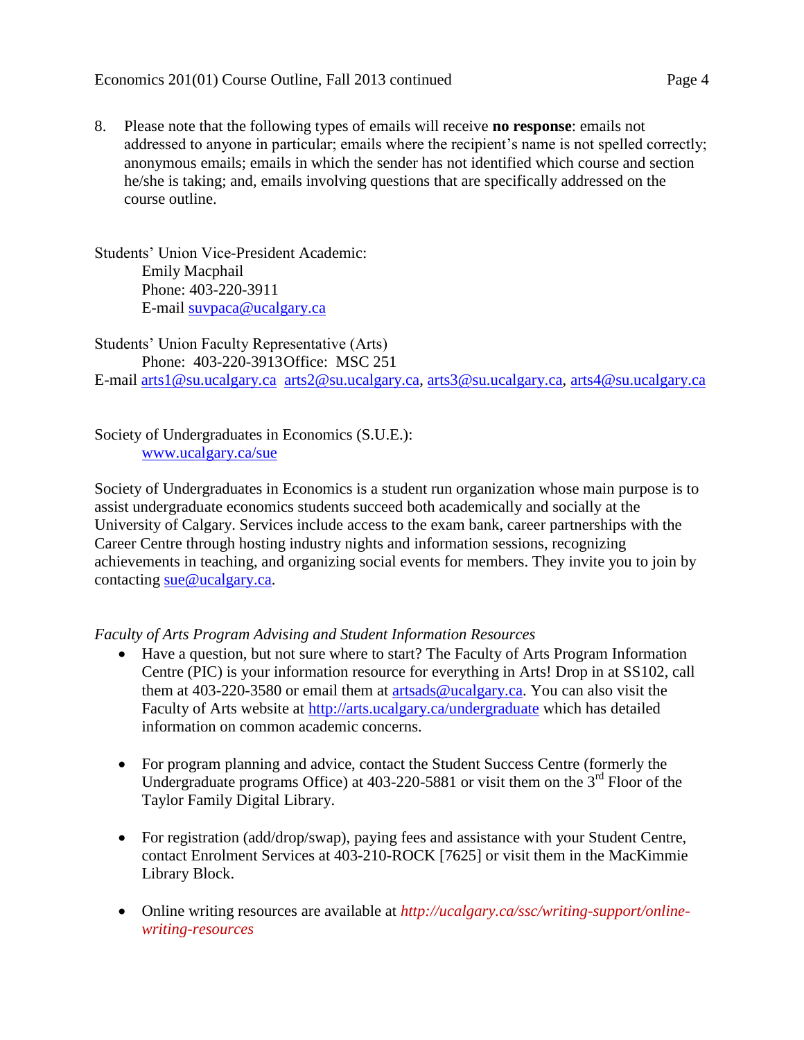8. Please note that the following types of emails will receive **no response**: emails not addressed to anyone in particular; emails where the recipient's name is not spelled correctly; anonymous emails; emails in which the sender has not identified which course and section he/she is taking; and, emails involving questions that are specifically addressed on the course outline.

Students' Union Vice-President Academic:
Emily Macphail
Phone: 403-220-3911
E-mail suvpaca@ucalgary.ca

Students' Union Faculty Representative (Arts)
Phone: 403-220-3913Office: MSC 251
E-mail arts1@su.ucalgary.ca arts2@su.ucalgary.ca, arts3@su.ucalgary.ca, arts4@su.ucalgary.ca

Society of Undergraduates in Economics (S.U.E.):
www.ucalgary.ca/sue

Society of Undergraduates in Economics is a student run organization whose main purpose is to assist undergraduate economics students succeed both academically and socially at the University of Calgary. Services include access to the exam bank, career partnerships with the Career Centre through hosting industry nights and information sessions, recognizing achievements in teaching, and organizing social events for members. They invite you to join by contacting sue@ucalgary.ca.

*Faculty of Arts Program Advising and Student Information Resources*

- Have a question, but not sure where to start? The Faculty of Arts Program Information Centre (PIC) is your information resource for everything in Arts! Drop in at SS102, call them at 403-220-3580 or email them at artsads@ucalgary.ca. You can also visit the Faculty of Arts website at http://arts.ucalgary.ca/undergraduate which has detailed information on common academic concerns.

- For program planning and advice, contact the Student Success Centre (formerly the Undergraduate programs Office) at 403-220-5881 or visit them on the 3rd Floor of the Taylor Family Digital Library.

- For registration (add/drop/swap), paying fees and assistance with your Student Centre, contact Enrolment Services at 403-210-ROCK [7625] or visit them in the MacKimmie Library Block.

- Online writing resources are available at *http://ucalgary.ca/ssc/writing-support/online-writing-resources*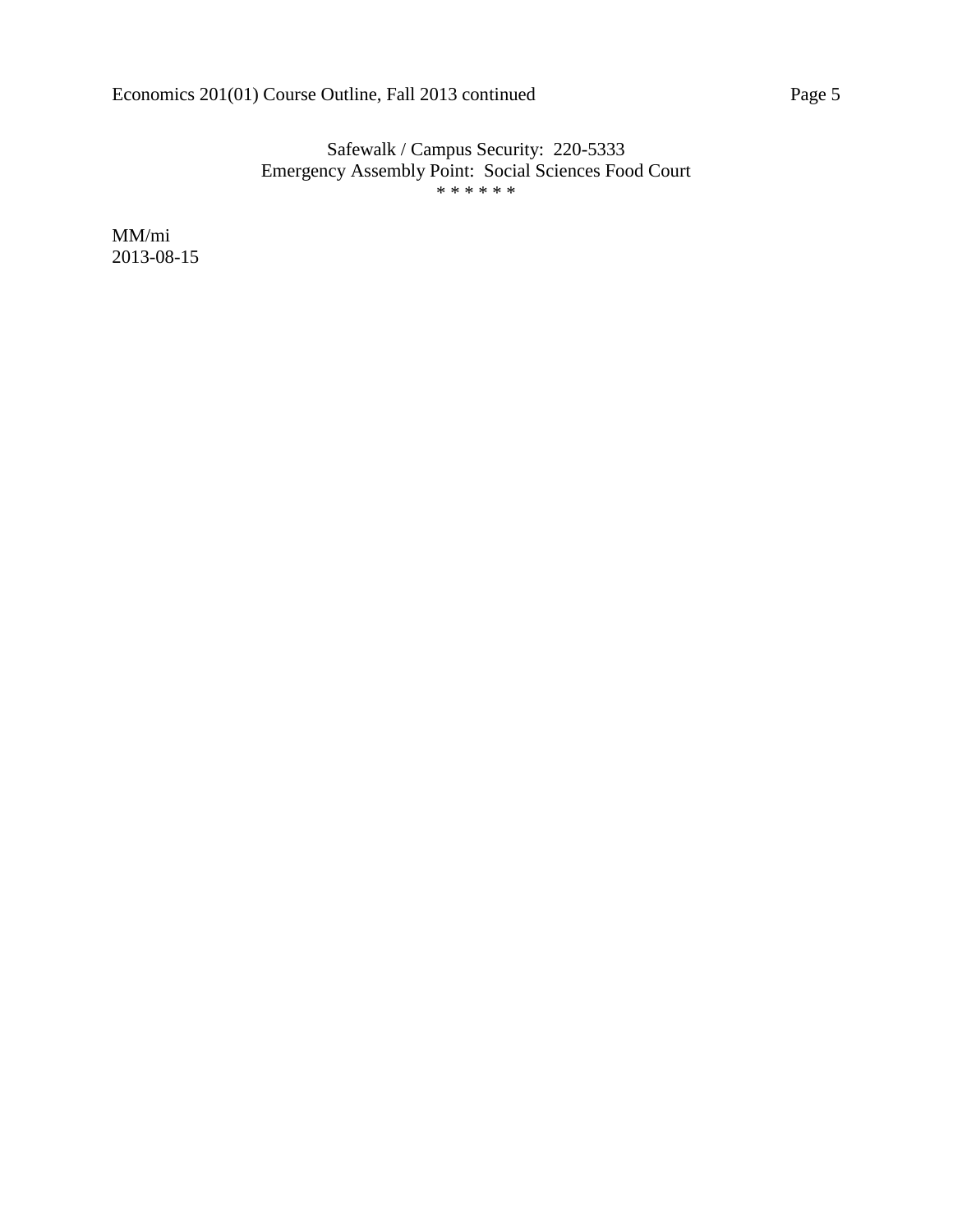Safewalk / Campus Security: 220-5333
Emergency Assembly Point: Social Sciences Food Court
\* \* \* \* \* \*

MM/mi
2013-08-15